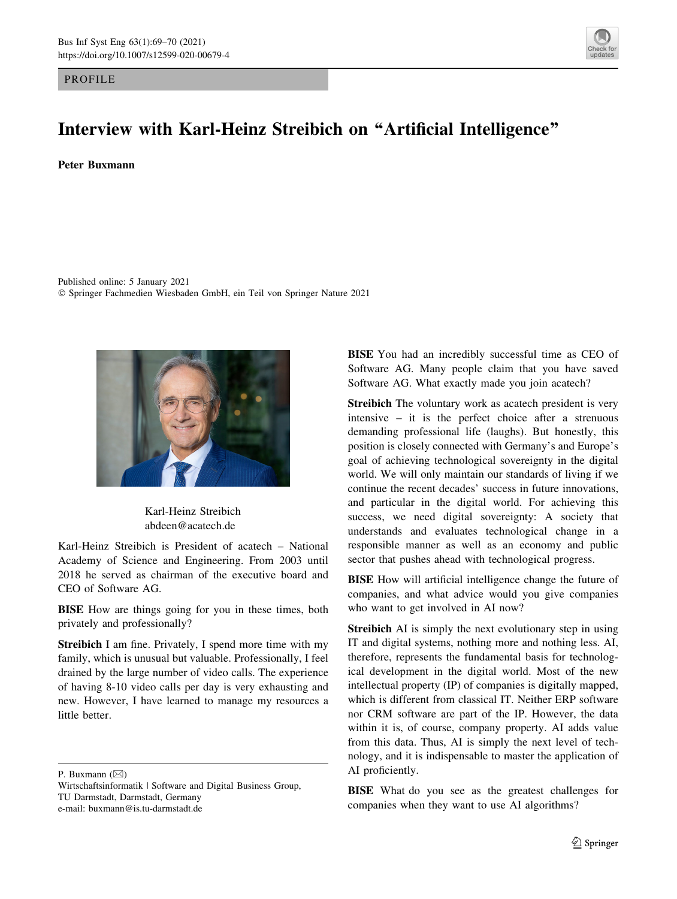PROFILE

# Interview with Karl-Heinz Streibich on "Artificial Intelligence"

**Peter Buxmann**

Published online: 5 January 2021
© Springer Fachmedien Wiesbaden GmbH, ein Teil von Springer Nature 2021

Karl-Heinz Streibich
abdeen@acatech.de

Karl-Heinz Streibich is President of acatech – National Academy of Science and Engineering. From 2003 until 2018 he served as chairman of the executive board and CEO of Software AG.

**BISE** How are things going for you in these times, both privately and professionally?

**Streibich** I am fine. Privately, I spend more time with my family, which is unusual but valuable. Professionally, I feel drained by the large number of video calls. The experience of having 8-10 video calls per day is very exhausting and new. However, I have learned to manage my resources a little better.

**BISE** You had an incredibly successful time as CEO of Software AG. Many people claim that you have saved Software AG. What exactly made you join acatech?

**Streibich** The voluntary work as acatech president is very intensive – it is the perfect choice after a strenuous demanding professional life (laughs). But honestly, this position is closely connected with Germany's and Europe's goal of achieving technological sovereignty in the digital world. We will only maintain our standards of living if we continue the recent decades' success in future innovations, and particular in the digital world. For achieving this success, we need digital sovereignty: A society that understands and evaluates technological change in a responsible manner as well as an economy and public sector that pushes ahead with technological progress.

**BISE** How will artificial intelligence change the future of companies, and what advice would you give companies who want to get involved in AI now?

**Streibich** AI is simply the next evolutionary step in using IT and digital systems, nothing more and nothing less. AI, therefore, represents the fundamental basis for technological development in the digital world. Most of the new intellectual property (IP) of companies is digitally mapped, which is different from classical IT. Neither ERP software nor CRM software are part of the IP. However, the data within it is, of course, company property. AI adds value from this data. Thus, AI is simply the next level of technology, and it is indispensable to master the application of AI proficiently.

**BISE** What do you see as the greatest challenges for companies when they want to use AI algorithms?

---

P. Buxmann (✉)
Wirtschaftsinformatik | Software and Digital Business Group, TU Darmstadt, Darmstadt, Germany
e-mail: buxmann@is.tu-darmstadt.de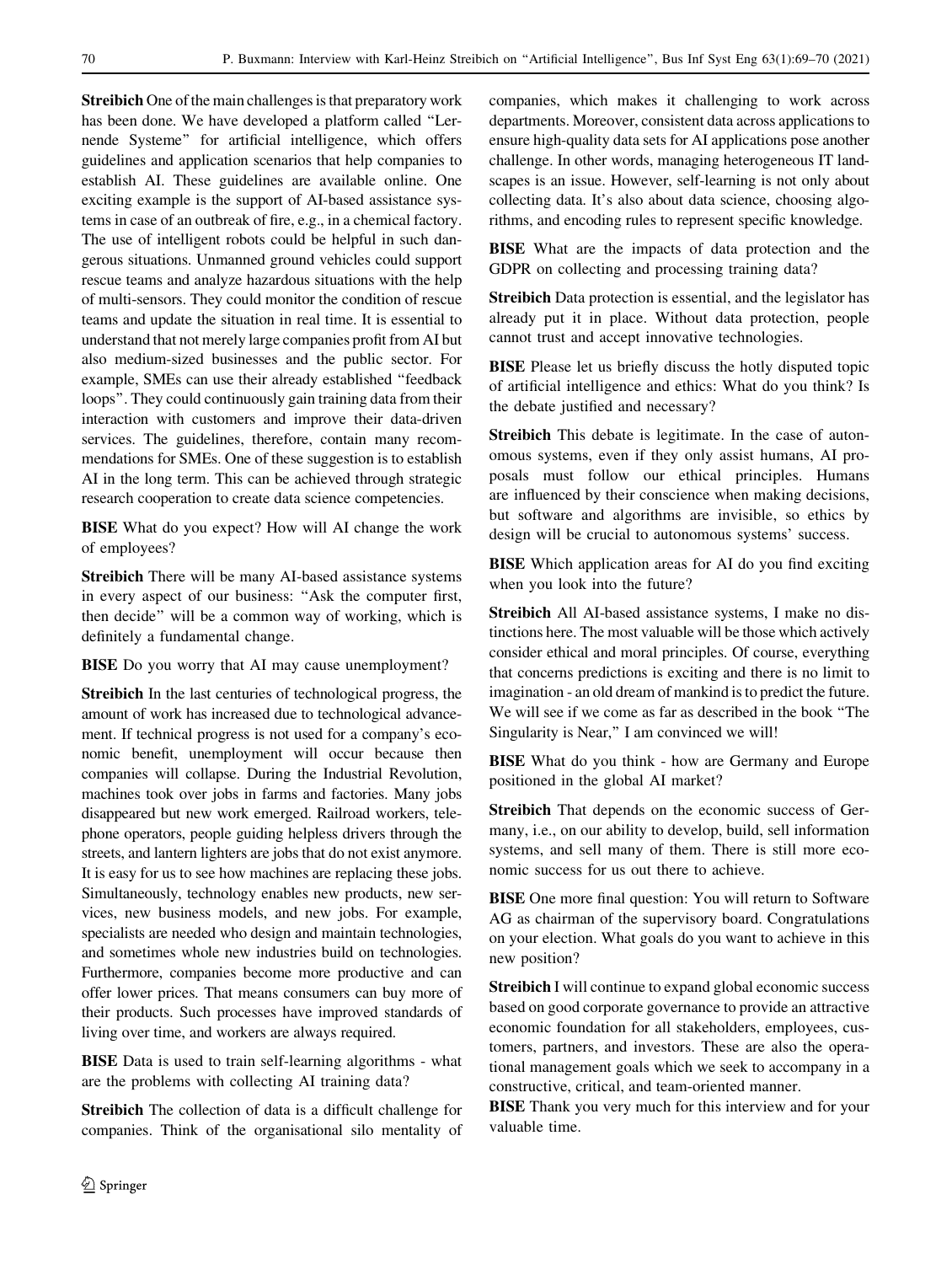**Streibich** One of the main challenges is that preparatory work has been done. We have developed a platform called "Lernende Systeme" for artificial intelligence, which offers guidelines and application scenarios that help companies to establish AI. These guidelines are available online. One exciting example is the support of AI-based assistance systems in case of an outbreak of fire, e.g., in a chemical factory. The use of intelligent robots could be helpful in such dangerous situations. Unmanned ground vehicles could support rescue teams and analyze hazardous situations with the help of multi-sensors. They could monitor the condition of rescue teams and update the situation in real time. It is essential to understand that not merely large companies profit from AI but also medium-sized businesses and the public sector. For example, SMEs can use their already established "feedback loops". They could continuously gain training data from their interaction with customers and improve their data-driven services. The guidelines, therefore, contain many recommendations for SMEs. One of these suggestion is to establish AI in the long term. This can be achieved through strategic research cooperation to create data science competencies.

**BISE** What do you expect? How will AI change the work of employees?

**Streibich** There will be many AI-based assistance systems in every aspect of our business: "Ask the computer first, then decide" will be a common way of working, which is definitely a fundamental change.

**BISE** Do you worry that AI may cause unemployment?

**Streibich** In the last centuries of technological progress, the amount of work has increased due to technological advancement. If technical progress is not used for a company's economic benefit, unemployment will occur because then companies will collapse. During the Industrial Revolution, machines took over jobs in farms and factories. Many jobs disappeared but new work emerged. Railroad workers, telephone operators, people guiding helpless drivers through the streets, and lantern lighters are jobs that do not exist anymore. It is easy for us to see how machines are replacing these jobs. Simultaneously, technology enables new products, new services, new business models, and new jobs. For example, specialists are needed who design and maintain technologies, and sometimes whole new industries build on technologies. Furthermore, companies become more productive and can offer lower prices. That means consumers can buy more of their products. Such processes have improved standards of living over time, and workers are always required.

**BISE** Data is used to train self-learning algorithms - what are the problems with collecting AI training data?

**Streibich** The collection of data is a difficult challenge for companies. Think of the organisational silo mentality of companies, which makes it challenging to work across departments. Moreover, consistent data across applications to ensure high-quality data sets for AI applications pose another challenge. In other words, managing heterogeneous IT landscapes is an issue. However, self-learning is not only about collecting data. It's also about data science, choosing algorithms, and encoding rules to represent specific knowledge.

**BISE** What are the impacts of data protection and the GDPR on collecting and processing training data?

**Streibich** Data protection is essential, and the legislator has already put it in place. Without data protection, people cannot trust and accept innovative technologies.

**BISE** Please let us briefly discuss the hotly disputed topic of artificial intelligence and ethics: What do you think? Is the debate justified and necessary?

**Streibich** This debate is legitimate. In the case of autonomous systems, even if they only assist humans, AI proposals must follow our ethical principles. Humans are influenced by their conscience when making decisions, but software and algorithms are invisible, so ethics by design will be crucial to autonomous systems' success.

**BISE** Which application areas for AI do you find exciting when you look into the future?

**Streibich** All AI-based assistance systems, I make no distinctions here. The most valuable will be those which actively consider ethical and moral principles. Of course, everything that concerns predictions is exciting and there is no limit to imagination - an old dream of mankind is to predict the future. We will see if we come as far as described in the book "The Singularity is Near," I am convinced we will!

**BISE** What do you think - how are Germany and Europe positioned in the global AI market?

**Streibich** That depends on the economic success of Germany, i.e., on our ability to develop, build, sell information systems, and sell many of them. There is still more economic success for us out there to achieve.

**BISE** One more final question: You will return to Software AG as chairman of the supervisory board. Congratulations on your election. What goals do you want to achieve in this new position?

**Streibich** I will continue to expand global economic success based on good corporate governance to provide an attractive economic foundation for all stakeholders, employees, customers, partners, and investors. These are also the operational management goals which we seek to accompany in a constructive, critical, and team-oriented manner.

**BISE** Thank you very much for this interview and for your valuable time.